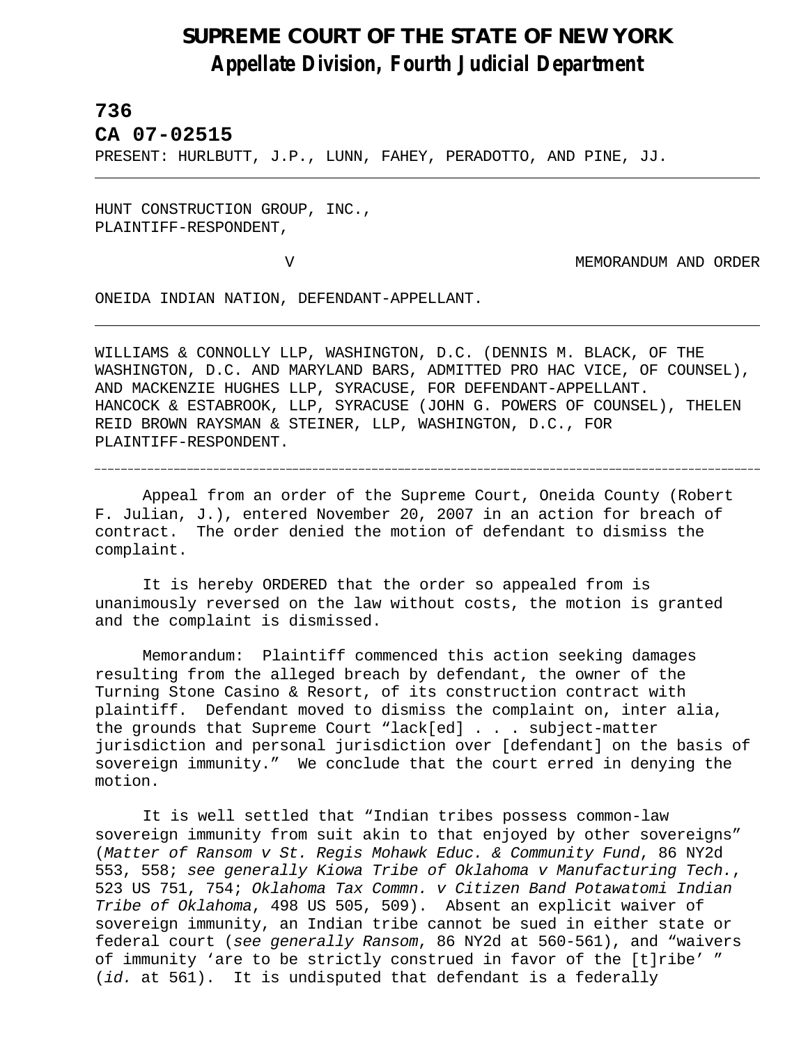# SUPREME COURT OF THE STATE OF NEW YORK
## *Appellate Division, Fourth Judicial Department*

**736**

**CA 07-02515**

PRESENT: HURLBUTT, J.P., LUNN, FAHEY, PERADOTTO, AND PINE, JJ.

---

HUNT CONSTRUCTION GROUP, INC.,
PLAINTIFF-RESPONDENT,

V MEMORANDUM AND ORDER

ONEIDA INDIAN NATION, DEFENDANT-APPELLANT.

---

WILLIAMS & CONNOLLY LLP, WASHINGTON, D.C. (DENNIS M. BLACK, OF THE WASHINGTON, D.C. AND MARYLAND BARS, ADMITTED PRO HAC VICE, OF COUNSEL), AND MACKENZIE HUGHES LLP, SYRACUSE, FOR DEFENDANT-APPELLANT.
HANCOCK & ESTABROOK, LLP, SYRACUSE (JOHN G. POWERS OF COUNSEL), THELEN REID BROWN RAYSMAN & STEINER, LLP, WASHINGTON, D.C., FOR PLAINTIFF-RESPONDENT.

---

Appeal from an order of the Supreme Court, Oneida County (Robert F. Julian, J.), entered November 20, 2007 in an action for breach of contract. The order denied the motion of defendant to dismiss the complaint.

It is hereby ORDERED that the order so appealed from is unanimously reversed on the law without costs, the motion is granted and the complaint is dismissed.

Memorandum: Plaintiff commenced this action seeking damages resulting from the alleged breach by defendant, the owner of the Turning Stone Casino & Resort, of its construction contract with plaintiff. Defendant moved to dismiss the complaint on, inter alia, the grounds that Supreme Court "lack[ed] . . . subject-matter jurisdiction and personal jurisdiction over [defendant] on the basis of sovereign immunity." We conclude that the court erred in denying the motion.

It is well settled that "Indian tribes possess common-law sovereign immunity from suit akin to that enjoyed by other sovereigns" (*Matter of Ransom v St. Regis Mohawk Educ. & Community Fund*, 86 NY2d 553, 558; *see generally Kiowa Tribe of Oklahoma v Manufacturing Tech.*, 523 US 751, 754; *Oklahoma Tax Commn. v Citizen Band Potawatomi Indian Tribe of Oklahoma*, 498 US 505, 509). Absent an explicit waiver of sovereign immunity, an Indian tribe cannot be sued in either state or federal court (*see generally Ransom*, 86 NY2d at 560-561), and "waivers of immunity 'are to be strictly construed in favor of the [t]ribe' " (*id.* at 561). It is undisputed that defendant is a federally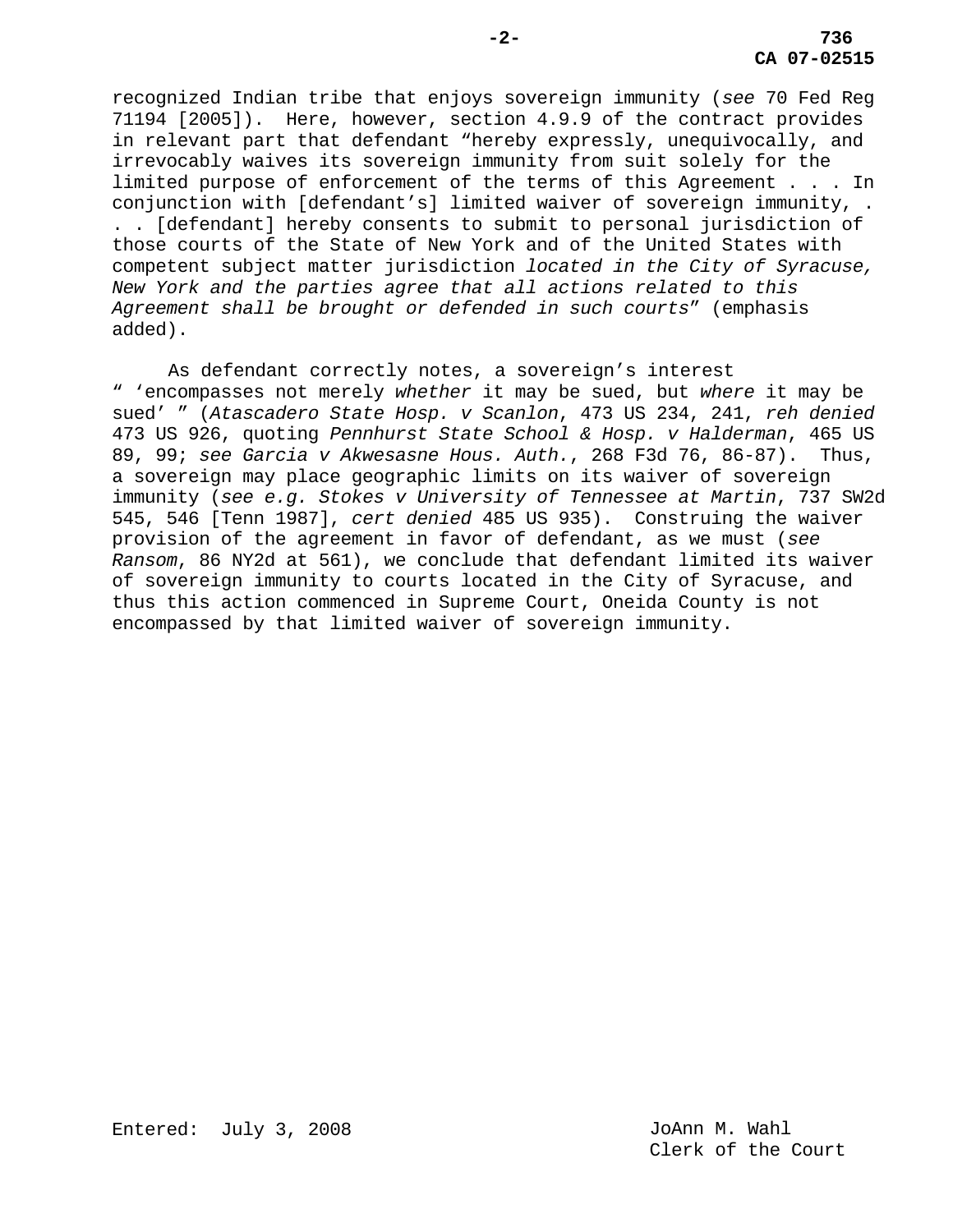recognized Indian tribe that enjoys sovereign immunity (*see* 70 Fed Reg 71194 [2005]). Here, however, section 4.9.9 of the contract provides in relevant part that defendant "hereby expressly, unequivocally, and irrevocably waives its sovereign immunity from suit solely for the limited purpose of enforcement of the terms of this Agreement . . . In conjunction with [defendant's] limited waiver of sovereign immunity, . . . [defendant] hereby consents to submit to personal jurisdiction of those courts of the State of New York and of the United States with competent subject matter jurisdiction *located in the City of Syracuse, New York and the parties agree that all actions related to this Agreement shall be brought or defended in such courts*" (emphasis added).

As defendant correctly notes, a sovereign's interest " 'encompasses not merely *whether* it may be sued, but *where* it may be sued' " (*Atascadero State Hosp. v Scanlon*, 473 US 234, 241, *reh denied* 473 US 926, quoting *Pennhurst State School & Hosp. v Halderman*, 465 US 89, 99; *see Garcia v Akwesasne Hous. Auth.*, 268 F3d 76, 86-87). Thus, a sovereign may place geographic limits on its waiver of sovereign immunity (*see e.g. Stokes v University of Tennessee at Martin*, 737 SW2d 545, 546 [Tenn 1987], *cert denied* 485 US 935). Construing the waiver provision of the agreement in favor of defendant, as we must (*see Ransom*, 86 NY2d at 561), we conclude that defendant limited its waiver of sovereign immunity to courts located in the City of Syracuse, and thus this action commenced in Supreme Court, Oneida County is not encompassed by that limited waiver of sovereign immunity.

Entered: July 3, 2008

JoAnn M. Wahl
Clerk of the Court